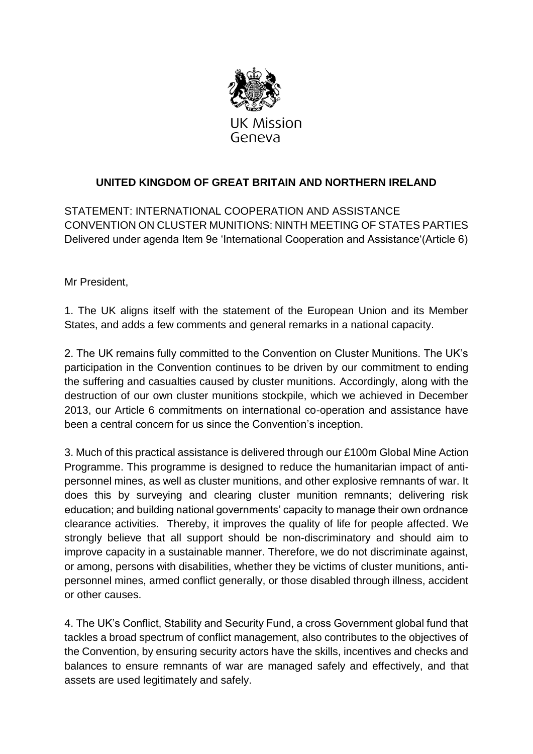UK Mission
Geneva

**UNITED KINGDOM OF GREAT BRITAIN AND NORTHERN IRELAND**

STATEMENT: INTERNATIONAL COOPERATION AND ASSISTANCE
CONVENTION ON CLUSTER MUNITIONS: NINTH MEETING OF STATES PARTIES
Delivered under agenda Item 9e 'International Cooperation and Assistance'(Article 6)

Mr President,

1. The UK aligns itself with the statement of the European Union and its Member States, and adds a few comments and general remarks in a national capacity.

2. The UK remains fully committed to the Convention on Cluster Munitions. The UK's participation in the Convention continues to be driven by our commitment to ending the suffering and casualties caused by cluster munitions. Accordingly, along with the destruction of our own cluster munitions stockpile, which we achieved in December 2013, our Article 6 commitments on international co-operation and assistance have been a central concern for us since the Convention's inception.

3. Much of this practical assistance is delivered through our £100m Global Mine Action Programme. This programme is designed to reduce the humanitarian impact of anti-personnel mines, as well as cluster munitions, and other explosive remnants of war. It does this by surveying and clearing cluster munition remnants; delivering risk education; and building national governments' capacity to manage their own ordnance clearance activities. Thereby, it improves the quality of life for people affected. We strongly believe that all support should be non-discriminatory and should aim to improve capacity in a sustainable manner. Therefore, we do not discriminate against, or among, persons with disabilities, whether they be victims of cluster munitions, anti-personnel mines, armed conflict generally, or those disabled through illness, accident or other causes.

4. The UK's Conflict, Stability and Security Fund, a cross Government global fund that tackles a broad spectrum of conflict management, also contributes to the objectives of the Convention, by ensuring security actors have the skills, incentives and checks and balances to ensure remnants of war are managed safely and effectively, and that assets are used legitimately and safely.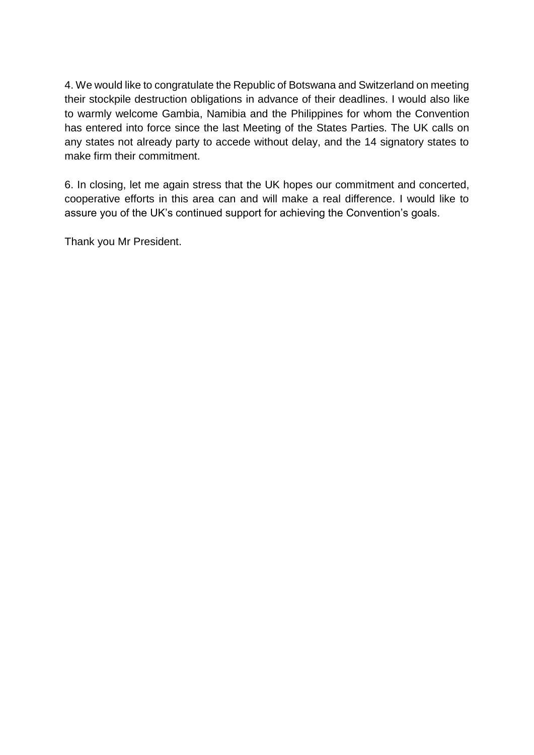4. We would like to congratulate the Republic of Botswana and Switzerland on meeting their stockpile destruction obligations in advance of their deadlines. I would also like to warmly welcome Gambia, Namibia and the Philippines for whom the Convention has entered into force since the last Meeting of the States Parties. The UK calls on any states not already party to accede without delay, and the 14 signatory states to make firm their commitment.

6. In closing, let me again stress that the UK hopes our commitment and concerted, cooperative efforts in this area can and will make a real difference. I would like to assure you of the UK's continued support for achieving the Convention's goals.

Thank you Mr President.